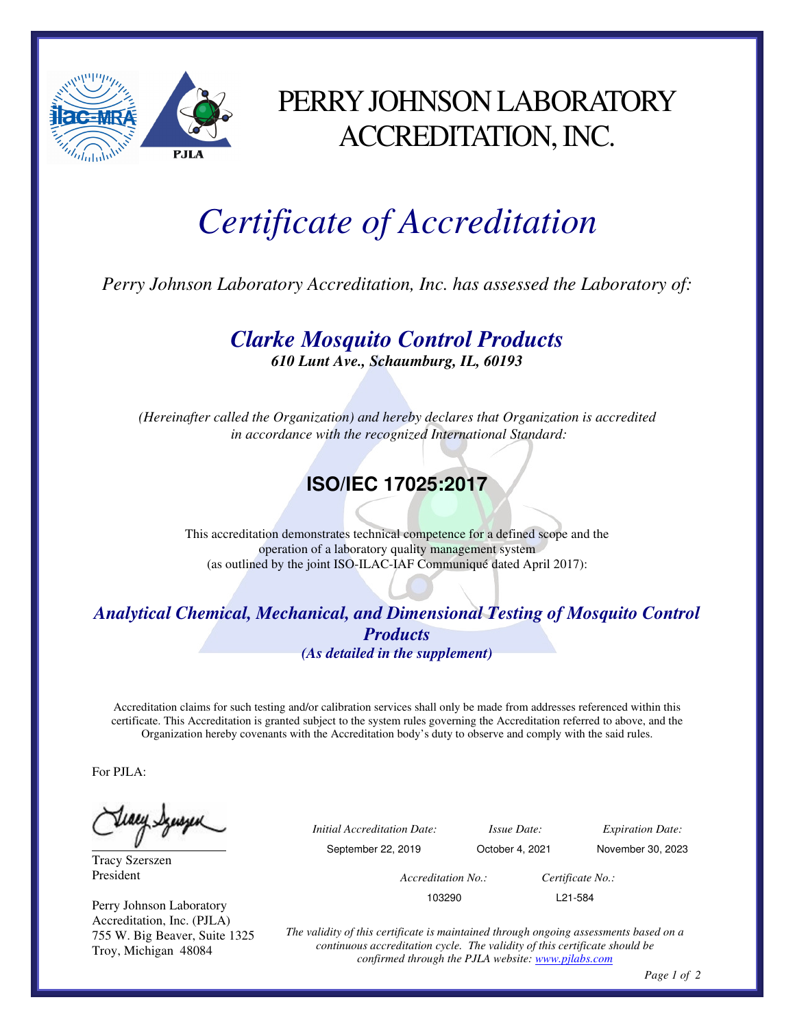# PERRY JOHNSON LABORATORY ACCREDITATION, INC.

# *Certificate of Accreditation*

*Perry Johnson Laboratory Accreditation, Inc. has assessed the Laboratory of:*

## ***Clarke Mosquito Control Products***

***610 Lunt Ave., Schaumburg, IL, 60193***

*(Hereinafter called the Organization) and hereby declares that Organization is accredited in accordance with the recognized International Standard:*

## **ISO/IEC 17025:2017**

This accreditation demonstrates technical competence for a defined scope and the operation of a laboratory quality management system (as outlined by the joint ISO-ILAC-IAF Communiqué dated April 2017):

***Analytical Chemical, Mechanical, and Dimensional Testing of Mosquito Control Products***

***(As detailed in the supplement)***

Accreditation claims for such testing and/or calibration services shall only be made from addresses referenced within this certificate. This Accreditation is granted subject to the system rules governing the Accreditation referred to above, and the Organization hereby covenants with the Accreditation body's duty to observe and comply with the said rules.

For PJLA:

Tracy Szerszen
President

Perry Johnson Laboratory Accreditation, Inc. (PJLA)
755 W. Big Beaver, Suite 1325
Troy, Michigan 48084

| *Initial Accreditation Date:* | *Issue Date:* | *Expiration Date:* |
| --- | --- | --- |
| September 22, 2019 | October 4, 2021 | November 30, 2023 |

| *Accreditation No.:* | *Certificate No.:* |
| --- | --- |
| 103290 | L21-584 |

*The validity of this certificate is maintained through ongoing assessments based on a continuous accreditation cycle. The validity of this certificate should be confirmed through the PJLA website: [www.pjlabs.com](www.pjlabs.com)*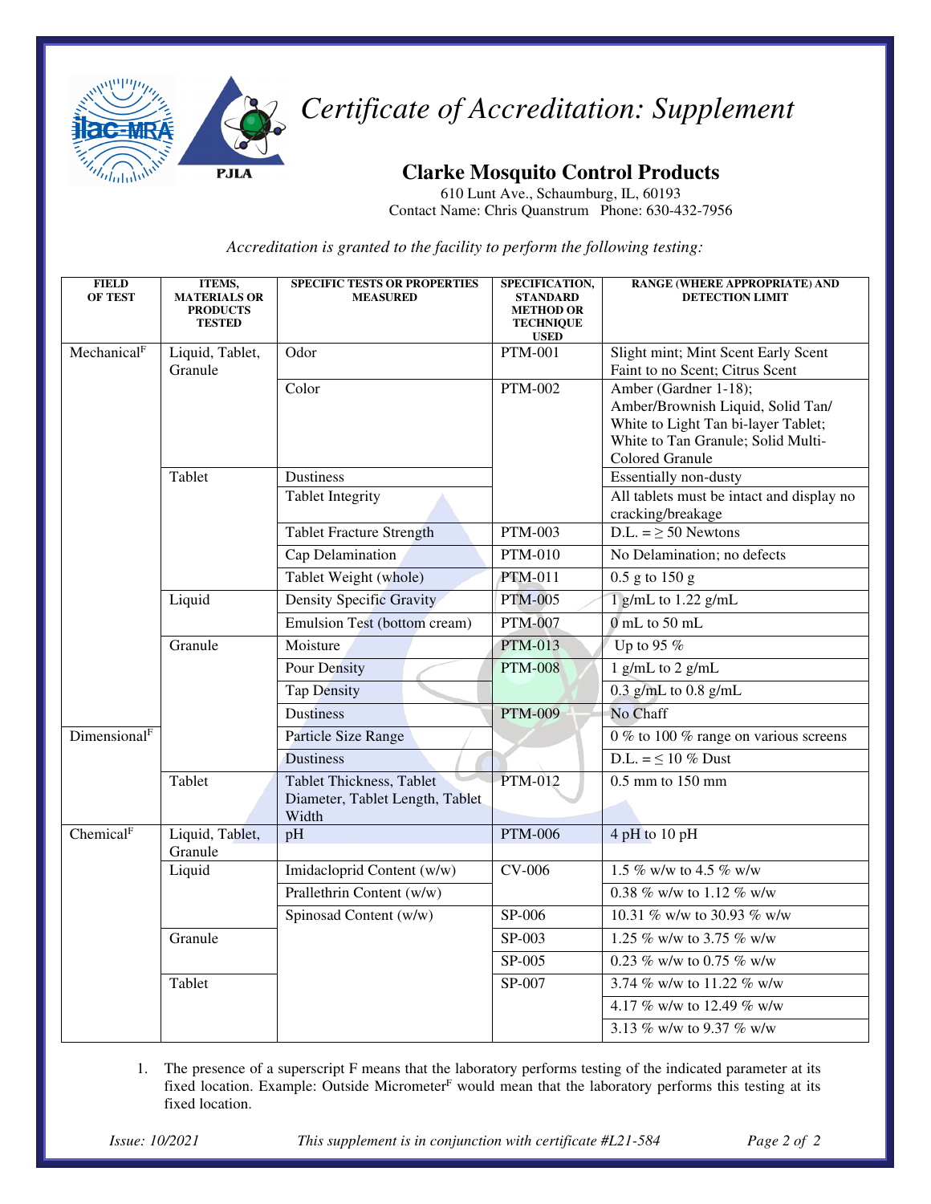# *Certificate of Accreditation: Supplement*

## Clarke Mosquito Control Products

610 Lunt Ave., Schaumburg, IL, 60193
Contact Name: Chris Quanstrum Phone: 630-432-7956

*Accreditation is granted to the facility to perform the following testing:*

| FIELD OF TEST | ITEMS, MATERIALS OR PRODUCTS TESTED | SPECIFIC TESTS OR PROPERTIES MEASURED | SPECIFICATION, STANDARD METHOD OR TECHNIQUE USED | RANGE (WHERE APPROPRIATE) AND DETECTION LIMIT |
|---|---|---|---|---|
| Mechanical[F] | Liquid, Tablet, Granule | Odor | PTM-001 | Slight mint; Mint Scent Early Scent Faint to no Scent; Citrus Scent |
| | | Color | PTM-002 | Amber (Gardner 1-18); Amber/Brownish Liquid, Solid Tan/ White to Light Tan bi-layer Tablet; White to Tan Granule; Solid Multi-Colored Granule |
| | Tablet | Dustiness | | Essentially non-dusty |
| | | Tablet Integrity | | All tablets must be intact and display no cracking/breakage |
| | | Tablet Fracture Strength | PTM-003 | D.L. = ≥ 50 Newtons |
| | | Cap Delamination | PTM-010 | No Delamination; no defects |
| | | Tablet Weight (whole) | PTM-011 | 0.5 g to 150 g |
| | Liquid | Density Specific Gravity | PTM-005 | 1 g/mL to 1.22 g/mL |
| | | Emulsion Test (bottom cream) | PTM-007 | 0 mL to 50 mL |
| | Granule | Moisture | PTM-013 | Up to 95 % |
| | | Pour Density | PTM-008 | 1 g/mL to 2 g/mL |
| | | Tap Density | | 0.3 g/mL to 0.8 g/mL |
| | | Dustiness | PTM-009 | No Chaff |
| Dimensional[F] | | Particle Size Range | | 0 % to 100 % range on various screens |
| | | Dustiness | | D.L. = ≤ 10 % Dust |
| | Tablet | Tablet Thickness, Tablet Diameter, Tablet Length, Tablet Width | PTM-012 | 0.5 mm to 150 mm |
| Chemical[F] | Liquid, Tablet, Granule | pH | PTM-006 | 4 pH to 10 pH |
| | Liquid | Imidacloprid Content (w/w) | CV-006 | 1.5 % w/w to 4.5 % w/w |
| | | Prallethrin Content (w/w) | | 0.38 % w/w to 1.12 % w/w |
| | | Spinosad Content (w/w) | SP-006 | 10.31 % w/w to 30.93 % w/w |
| | Granule | | SP-003 | 1.25 % w/w to 3.75 % w/w |
| | | | SP-005 | 0.23 % w/w to 0.75 % w/w |
| | Tablet | | SP-007 | 3.74 % w/w to 11.22 % w/w |
| | | | | 4.17 % w/w to 12.49 % w/w |
| | | | | 3.13 % w/w to 9.37 % w/w |

1. The presence of a superscript F means that the laboratory performs testing of the indicated parameter at its fixed location. Example: Outside Micrometer[F] would mean that the laboratory performs this testing at its fixed location.

*Issue: 10/2021* *This supplement is in conjunction with certificate #L21-584*